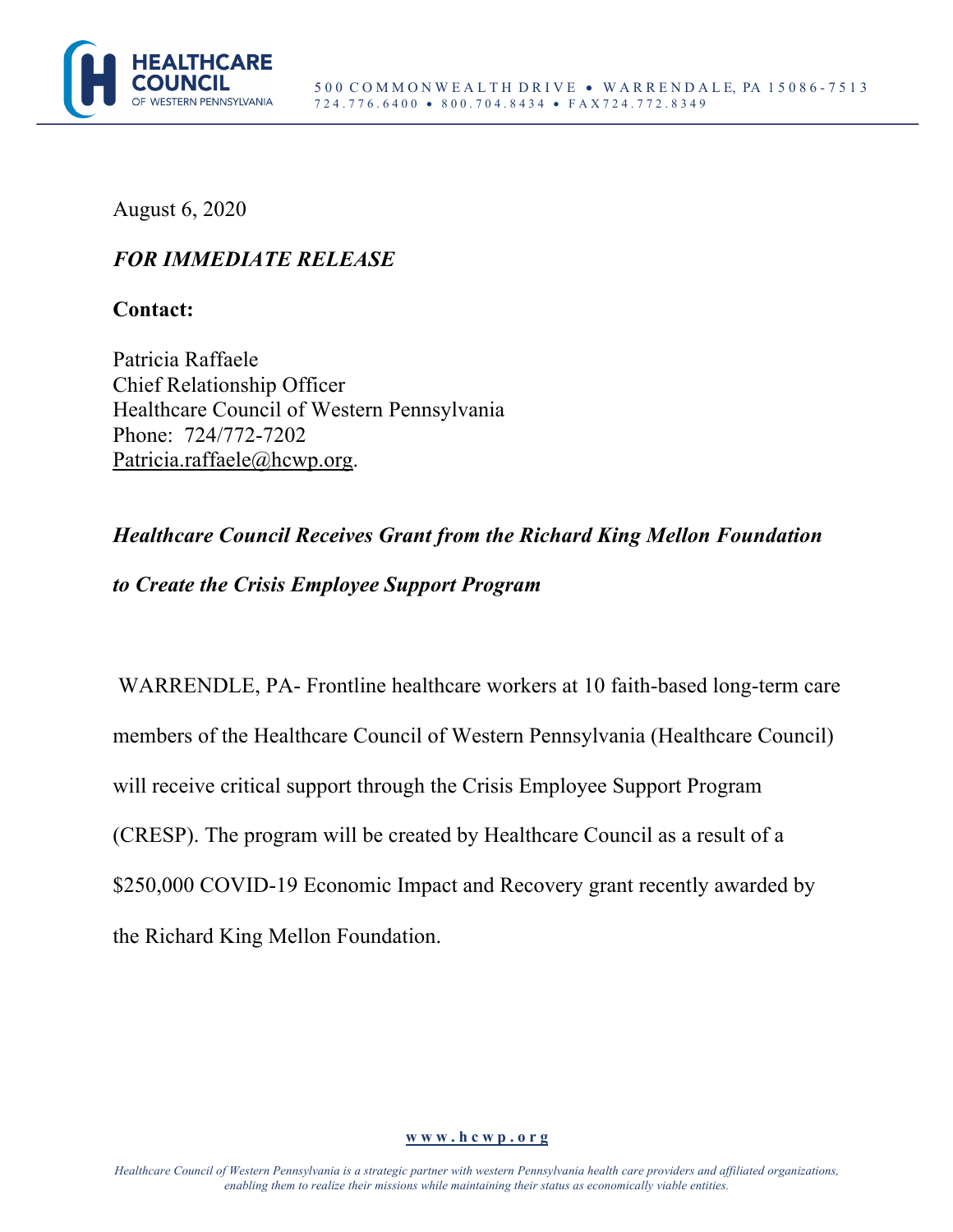**HEALTHCARE COUNCIL** OF WESTERN PENNSYLVANIA

500 COMMONWEALTH DRIVE • WARRENDALE, PA 15086-7513
724.776.6400 • 800.704.8434 • FAX724.772.8349

August 6, 2020

***FOR IMMEDIATE RELEASE***

**Contact:**

Patricia Raffaele
Chief Relationship Officer
Healthcare Council of Western Pennsylvania
Phone: 724/772-7202
Patricia.raffaele@hcwp.org.

***Healthcare Council Receives Grant from the Richard King Mellon Foundation to Create the Crisis Employee Support Program***

WARRENDLE, PA- Frontline healthcare workers at 10 faith-based long-term care members of the Healthcare Council of Western Pennsylvania (Healthcare Council) will receive critical support through the Crisis Employee Support Program (CRESP). The program will be created by Healthcare Council as a result of a $250,000 COVID-19 Economic Impact and Recovery grant recently awarded by the Richard King Mellon Foundation.

**www.hcwp.org**

*Healthcare Council of Western Pennsylvania is a strategic partner with western Pennsylvania health care providers and affiliated organizations, enabling them to realize their missions while maintaining their status as economically viable entities.*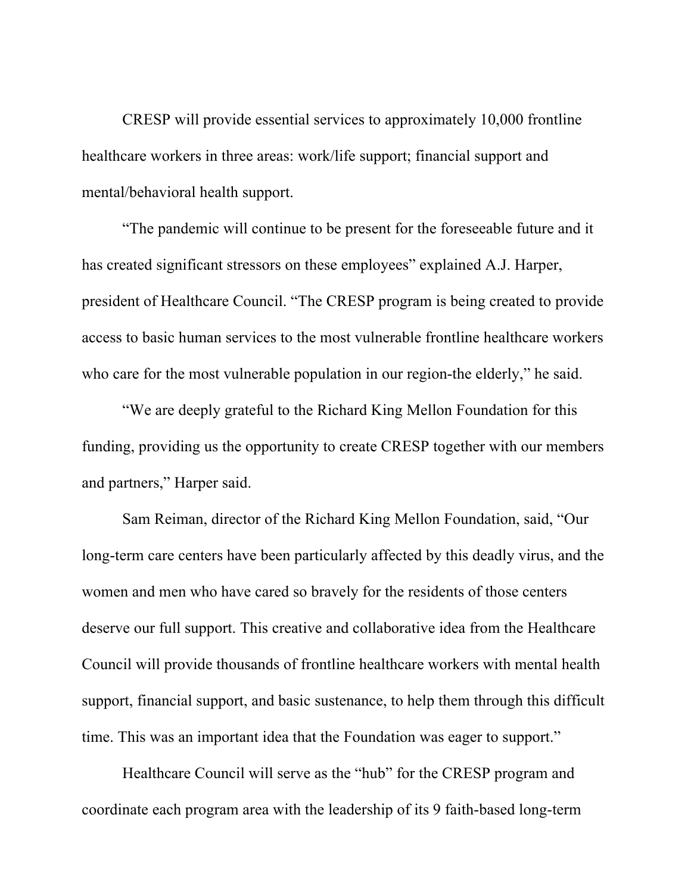CRESP will provide essential services to approximately 10,000 frontline healthcare workers in three areas: work/life support; financial support and mental/behavioral health support.

"The pandemic will continue to be present for the foreseeable future and it has created significant stressors on these employees" explained A.J. Harper, president of Healthcare Council. "The CRESP program is being created to provide access to basic human services to the most vulnerable frontline healthcare workers who care for the most vulnerable population in our region-the elderly," he said.

"We are deeply grateful to the Richard King Mellon Foundation for this funding, providing us the opportunity to create CRESP together with our members and partners," Harper said.

Sam Reiman, director of the Richard King Mellon Foundation, said, "Our long-term care centers have been particularly affected by this deadly virus, and the women and men who have cared so bravely for the residents of those centers deserve our full support. This creative and collaborative idea from the Healthcare Council will provide thousands of frontline healthcare workers with mental health support, financial support, and basic sustenance, to help them through this difficult time. This was an important idea that the Foundation was eager to support."

Healthcare Council will serve as the "hub" for the CRESP program and coordinate each program area with the leadership of its 9 faith-based long-term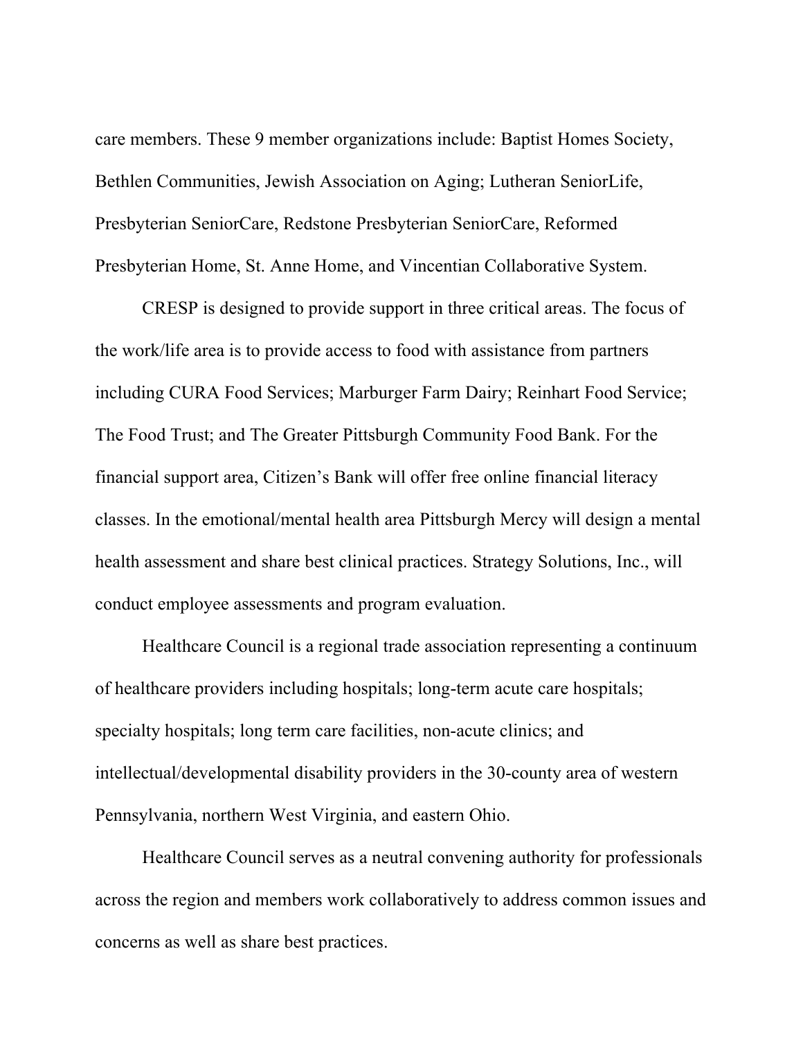care members. These 9 member organizations include: Baptist Homes Society, Bethlen Communities, Jewish Association on Aging; Lutheran SeniorLife, Presbyterian SeniorCare, Redstone Presbyterian SeniorCare, Reformed Presbyterian Home, St. Anne Home, and Vincentian Collaborative System.

CRESP is designed to provide support in three critical areas. The focus of the work/life area is to provide access to food with assistance from partners including CURA Food Services; Marburger Farm Dairy; Reinhart Food Service; The Food Trust; and The Greater Pittsburgh Community Food Bank. For the financial support area, Citizen's Bank will offer free online financial literacy classes. In the emotional/mental health area Pittsburgh Mercy will design a mental health assessment and share best clinical practices. Strategy Solutions, Inc., will conduct employee assessments and program evaluation.

Healthcare Council is a regional trade association representing a continuum of healthcare providers including hospitals; long-term acute care hospitals; specialty hospitals; long term care facilities, non-acute clinics; and intellectual/developmental disability providers in the 30-county area of western Pennsylvania, northern West Virginia, and eastern Ohio.

Healthcare Council serves as a neutral convening authority for professionals across the region and members work collaboratively to address common issues and concerns as well as share best practices.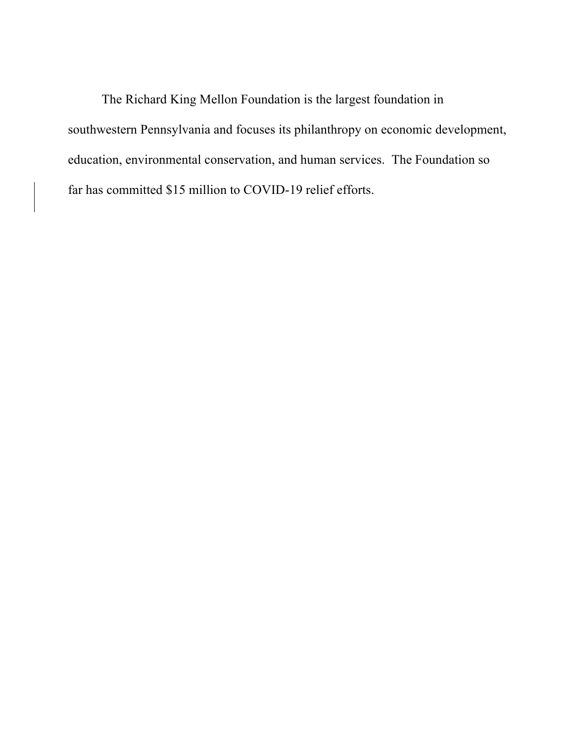The Richard King Mellon Foundation is the largest foundation in southwestern Pennsylvania and focuses its philanthropy on economic development, education, environmental conservation, and human services. The Foundation so far has committed $15 million to COVID-19 relief efforts.